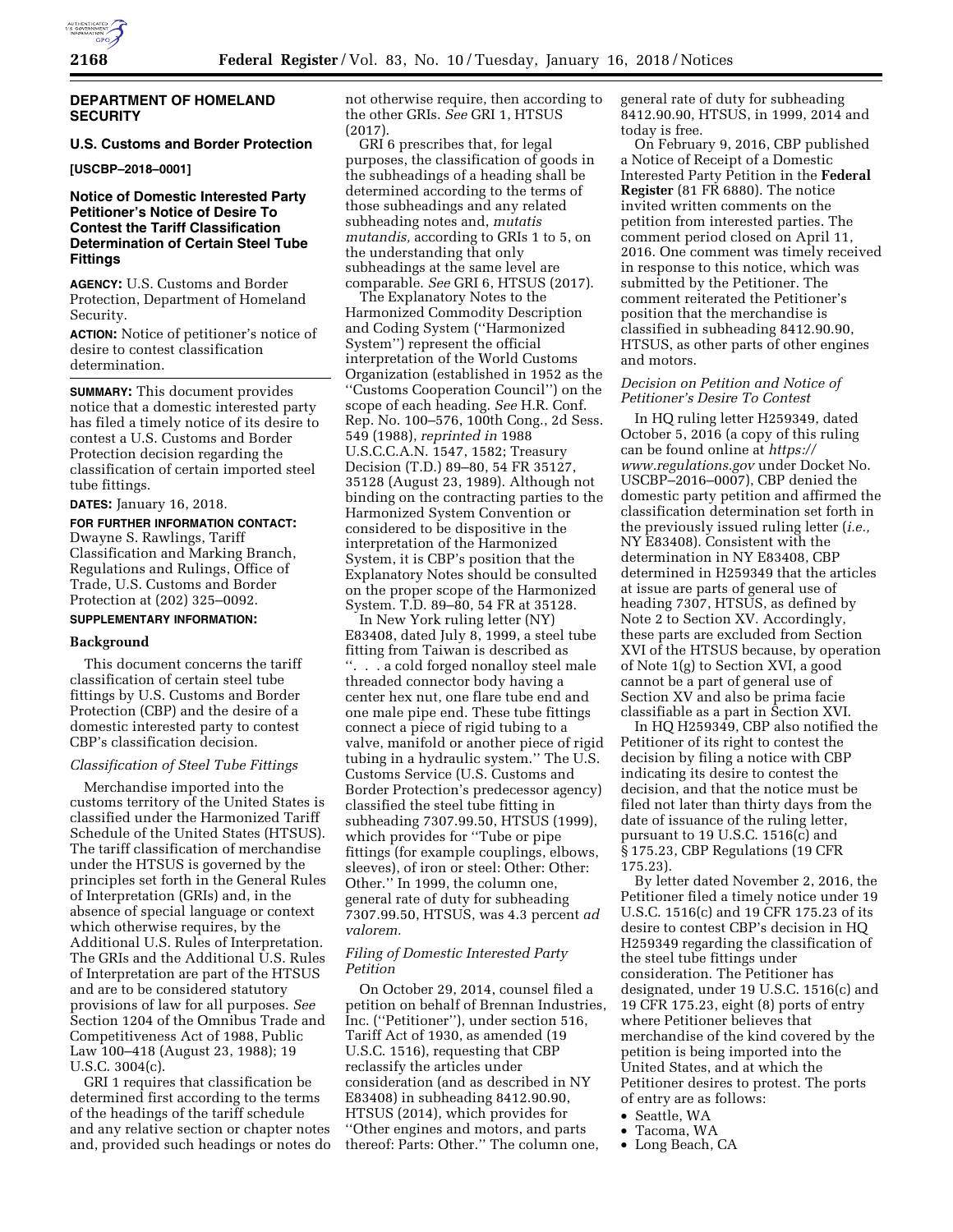## DEPARTMENT OF HOMELAND SECURITY

### U.S. Customs and Border Protection

**[USCBP–2018–0001]**

### Notice of Domestic Interested Party Petitioner's Notice of Desire To Contest the Tariff Classification Determination of Certain Steel Tube Fittings

**AGENCY:** U.S. Customs and Border Protection, Department of Homeland Security.

**ACTION:** Notice of petitioner's notice of desire to contest classification determination.

**SUMMARY:** This document provides notice that a domestic interested party has filed a timely notice of its desire to contest a U.S. Customs and Border Protection decision regarding the classification of certain imported steel tube fittings.

**DATES:** January 16, 2018.

**FOR FURTHER INFORMATION CONTACT:** Dwayne S. Rawlings, Tariff Classification and Marking Branch, Regulations and Rulings, Office of Trade, U.S. Customs and Border Protection at (202) 325–0092.

**SUPPLEMENTARY INFORMATION:**

#### Background

This document concerns the tariff classification of certain steel tube fittings by U.S. Customs and Border Protection (CBP) and the desire of a domestic interested party to contest CBP's classification decision.

*Classification of Steel Tube Fittings*

Merchandise imported into the customs territory of the United States is classified under the Harmonized Tariff Schedule of the United States (HTSUS). The tariff classification of merchandise under the HTSUS is governed by the principles set forth in the General Rules of Interpretation (GRIs) and, in the absence of special language or context which otherwise requires, by the Additional U.S. Rules of Interpretation. The GRIs and the Additional U.S. Rules of Interpretation are part of the HTSUS and are to be considered statutory provisions of law for all purposes. *See* Section 1204 of the Omnibus Trade and Competitiveness Act of 1988, Public Law 100–418 (August 23, 1988); 19 U.S.C. 3004(c).

GRI 1 requires that classification be determined first according to the terms of the headings of the tariff schedule and any relative section or chapter notes and, provided such headings or notes do not otherwise require, then according to the other GRIs. *See* GRI 1, HTSUS (2017).

GRI 6 prescribes that, for legal purposes, the classification of goods in the subheadings of a heading shall be determined according to the terms of those subheadings and any related subheading notes and, *mutatis mutandis,* according to GRIs 1 to 5, on the understanding that only subheadings at the same level are comparable. *See* GRI 6, HTSUS (2017).

The Explanatory Notes to the Harmonized Commodity Description and Coding System ("Harmonized System") represent the official interpretation of the World Customs Organization (established in 1952 as the "Customs Cooperation Council") on the scope of each heading. *See* H.R. Conf. Rep. No. 100–576, 100th Cong., 2d Sess. 549 (1988), *reprinted in* 1988 U.S.C.C.A.N. 1547, 1582; Treasury Decision (T.D.) 89–80, 54 FR 35127, 35128 (August 23, 1989). Although not binding on the contracting parties to the Harmonized System Convention or considered to be dispositive in the interpretation of the Harmonized System, it is CBP's position that the Explanatory Notes should be consulted on the proper scope of the Harmonized System. T.D. 89–80, 54 FR at 35128.

In New York ruling letter (NY) E83408, dated July 8, 1999, a steel tube fitting from Taiwan is described as ". . . a cold forged nonalloy steel male threaded connector body having a center hex nut, one flare tube end and one male pipe end. These tube fittings connect a piece of rigid tubing to a valve, manifold or another piece of rigid tubing in a hydraulic system." The U.S. Customs Service (U.S. Customs and Border Protection's predecessor agency) classified the steel tube fitting in subheading 7307.99.50, HTSUS (1999), which provides for "Tube or pipe fittings (for example couplings, elbows, sleeves), of iron or steel: Other: Other: Other." In 1999, the column one, general rate of duty for subheading 7307.99.50, HTSUS, was 4.3 percent *ad valorem.*

*Filing of Domestic Interested Party Petition*

On October 29, 2014, counsel filed a petition on behalf of Brennan Industries, Inc. ("Petitioner"), under section 516, Tariff Act of 1930, as amended (19 U.S.C. 1516), requesting that CBP reclassify the articles under consideration (and as described in NY E83408) in subheading 8412.90.90, HTSUS (2014), which provides for "Other engines and motors, and parts thereof: Parts: Other." The column one, general rate of duty for subheading 8412.90.90, HTSUS, in 1999, 2014 and today is free.

On February 9, 2016, CBP published a Notice of Receipt of a Domestic Interested Party Petition in the **Federal Register** (81 FR 6880). The notice invited written comments on the petition from interested parties. The comment period closed on April 11, 2016. One comment was timely received in response to this notice, which was submitted by the Petitioner. The comment reiterated the Petitioner's position that the merchandise is classified in subheading 8412.90.90, HTSUS, as other parts of other engines and motors.

*Decision on Petition and Notice of Petitioner's Desire To Contest*

In HQ ruling letter H259349, dated October 5, 2016 (a copy of this ruling can be found online at *https://www.regulations.gov* under Docket No. USCBP–2016–0007), CBP denied the domestic party petition and affirmed the classification determination set forth in the previously issued ruling letter (*i.e.,* NY E83408). Consistent with the determination in NY E83408, CBP determined in H259349 that the articles at issue are parts of general use of heading 7307, HTSUS, as defined by Note 2 to Section XV. Accordingly, these parts are excluded from Section XVI of the HTSUS because, by operation of Note 1(g) to Section XVI, a good cannot be a part of general use of Section XV and also be prima facie classifiable as a part in Section XVI.

In HQ H259349, CBP also notified the Petitioner of its right to contest the decision by filing a notice with CBP indicating its desire to contest the decision, and that the notice must be filed not later than thirty days from the date of issuance of the ruling letter, pursuant to 19 U.S.C. 1516(c) and § 175.23, CBP Regulations (19 CFR 175.23).

By letter dated November 2, 2016, the Petitioner filed a timely notice under 19 U.S.C. 1516(c) and 19 CFR 175.23 of its desire to contest CBP's decision in HQ H259349 regarding the classification of the steel tube fittings under consideration. The Petitioner has designated, under 19 U.S.C. 1516(c) and 19 CFR 175.23, eight (8) ports of entry where Petitioner believes that merchandise of the kind covered by the petition is being imported into the United States, and at which the Petitioner desires to protest. The ports of entry are as follows:

- Seattle, WA
- Tacoma, WA
- Long Beach, CA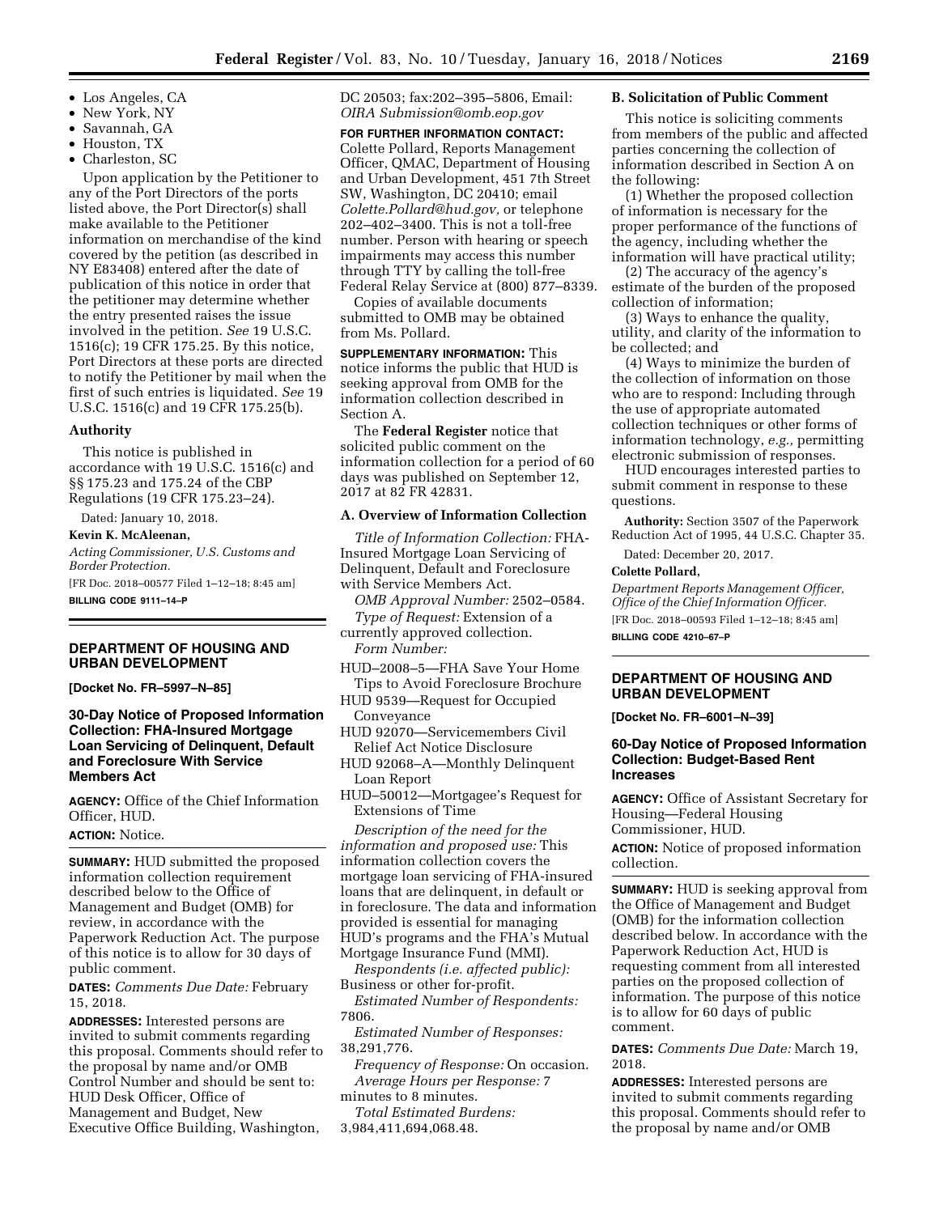- Los Angeles, CA
- New York, NY
- Savannah, GA
- Houston, TX
- Charleston, SC

Upon application by the Petitioner to any of the Port Directors of the ports listed above, the Port Director(s) shall make available to the Petitioner information on merchandise of the kind covered by the petition (as described in NY E83408) entered after the date of publication of this notice in order that the petitioner may determine whether the entry presented raises the issue involved in the petition. *See* 19 U.S.C. 1516(c); 19 CFR 175.25. By this notice, Port Directors at these ports are directed to notify the Petitioner by mail when the first of such entries is liquidated. *See* 19 U.S.C. 1516(c) and 19 CFR 175.25(b).

### Authority

This notice is published in accordance with 19 U.S.C. 1516(c) and §§ 175.23 and 175.24 of the CBP Regulations (19 CFR 175.23–24).

Dated: January 10, 2018.

**Kevin K. McAleenan,**

*Acting Commissioner, U.S. Customs and Border Protection.*

[FR Doc. 2018–00577 Filed 1–12–18; 8:45 am]

**BILLING CODE 9111–14–P**

---

## DEPARTMENT OF HOUSING AND URBAN DEVELOPMENT

**[Docket No. FR–5997–N–85]**

### 30-Day Notice of Proposed Information Collection: FHA-Insured Mortgage Loan Servicing of Delinquent, Default and Foreclosure With Service Members Act

**AGENCY:** Office of the Chief Information Officer, HUD.

**ACTION:** Notice.

**SUMMARY:** HUD submitted the proposed information collection requirement described below to the Office of Management and Budget (OMB) for review, in accordance with the Paperwork Reduction Act. The purpose of this notice is to allow for 30 days of public comment.

**DATES:** *Comments Due Date:* February 15, 2018.

**ADDRESSES:** Interested persons are invited to submit comments regarding this proposal. Comments should refer to the proposal by name and/or OMB Control Number and should be sent to: HUD Desk Officer, Office of Management and Budget, New Executive Office Building, Washington, DC 20503; fax:202–395–5806, Email: *OIRA Submission@omb.eop.gov*

**FOR FURTHER INFORMATION CONTACT:** Colette Pollard, Reports Management Officer, QMAC, Department of Housing and Urban Development, 451 7th Street SW, Washington, DC 20410; email *Colette.Pollard@hud.gov,* or telephone 202–402–3400. This is not a toll-free number. Person with hearing or speech impairments may access this number through TTY by calling the toll-free Federal Relay Service at (800) 877–8339.

Copies of available documents submitted to OMB may be obtained from Ms. Pollard.

**SUPPLEMENTARY INFORMATION:** This notice informs the public that HUD is seeking approval from OMB for the information collection described in Section A.

The **Federal Register** notice that solicited public comment on the information collection for a period of 60 days was published on September 12, 2017 at 82 FR 42831.

### A. Overview of Information Collection

*Title of Information Collection:* FHA-Insured Mortgage Loan Servicing of Delinquent, Default and Foreclosure with Service Members Act.

*OMB Approval Number:* 2502–0584.

*Type of Request:* Extension of a currently approved collection.

*Form Number:*

HUD–2008–5—FHA Save Your Home Tips to Avoid Foreclosure Brochure
HUD 9539—Request for Occupied Conveyance
HUD 92070—Servicemembers Civil Relief Act Notice Disclosure
HUD 92068–A—Monthly Delinquent Loan Report
HUD–50012—Mortgagee's Request for Extensions of Time

*Description of the need for the information and proposed use:* This information collection covers the mortgage loan servicing of FHA-insured loans that are delinquent, in default or in foreclosure. The data and information provided is essential for managing HUD's programs and the FHA's Mutual Mortgage Insurance Fund (MMI).

*Respondents (i.e. affected public):* Business or other for-profit.

*Estimated Number of Respondents:* 7806.

*Estimated Number of Responses:* 38,291,776.

*Frequency of Response:* On occasion.

*Average Hours per Response:* 7 minutes to 8 minutes.

*Total Estimated Burdens:* 3,984,411,694,068.48.

### B. Solicitation of Public Comment

This notice is soliciting comments from members of the public and affected parties concerning the collection of information described in Section A on the following:

(1) Whether the proposed collection of information is necessary for the proper performance of the functions of the agency, including whether the information will have practical utility;

(2) The accuracy of the agency's estimate of the burden of the proposed collection of information;

(3) Ways to enhance the quality, utility, and clarity of the information to be collected; and

(4) Ways to minimize the burden of the collection of information on those who are to respond: Including through the use of appropriate automated collection techniques or other forms of information technology, *e.g.,* permitting electronic submission of responses.

HUD encourages interested parties to submit comment in response to these questions.

**Authority:** Section 3507 of the Paperwork Reduction Act of 1995, 44 U.S.C. Chapter 35.

Dated: December 20, 2017.

**Colette Pollard,**

*Department Reports Management Officer, Office of the Chief Information Officer.*

[FR Doc. 2018–00593 Filed 1–12–18; 8:45 am]

**BILLING CODE 4210–67–P**

---

## DEPARTMENT OF HOUSING AND URBAN DEVELOPMENT

**[Docket No. FR–6001–N–39]**

### 60-Day Notice of Proposed Information Collection: Budget-Based Rent Increases

**AGENCY:** Office of Assistant Secretary for Housing—Federal Housing Commissioner, HUD.

**ACTION:** Notice of proposed information collection.

**SUMMARY:** HUD is seeking approval from the Office of Management and Budget (OMB) for the information collection described below. In accordance with the Paperwork Reduction Act, HUD is requesting comment from all interested parties on the proposed collection of information. The purpose of this notice is to allow for 60 days of public comment.

**DATES:** *Comments Due Date:* March 19, 2018.

**ADDRESSES:** Interested persons are invited to submit comments regarding this proposal. Comments should refer to the proposal by name and/or OMB